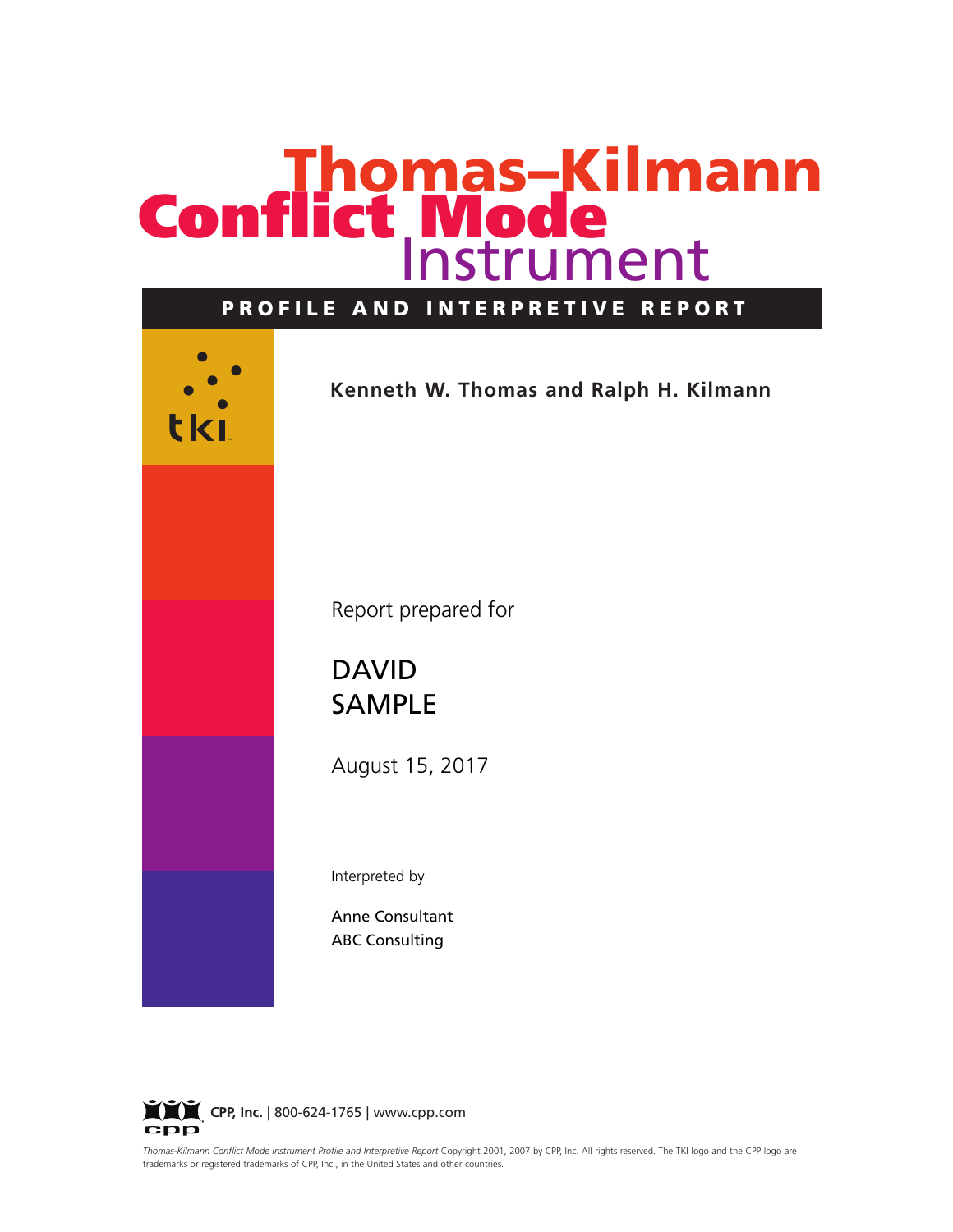# Thomas–Kilmann Conflict Mode Instrument

## PROFILE AND INTERPRETIVE REPORT

tki

**Kenneth W. Thomas and Ralph H. Kilmann**

Report prepared for

DAVID
SAMPLE

August 15, 2017

Interpreted by

Anne Consultant
ABC Consulting

**CPP, Inc.** | 800-624-1765 | www.cpp.com

*Thomas-Kilmann Conflict Mode Instrument Profile and Interpretive Report* Copyright 2001, 2007 by CPP, Inc. All rights reserved. The TKI logo and the CPP logo are trademarks or registered trademarks of CPP, Inc., in the United States and other countries.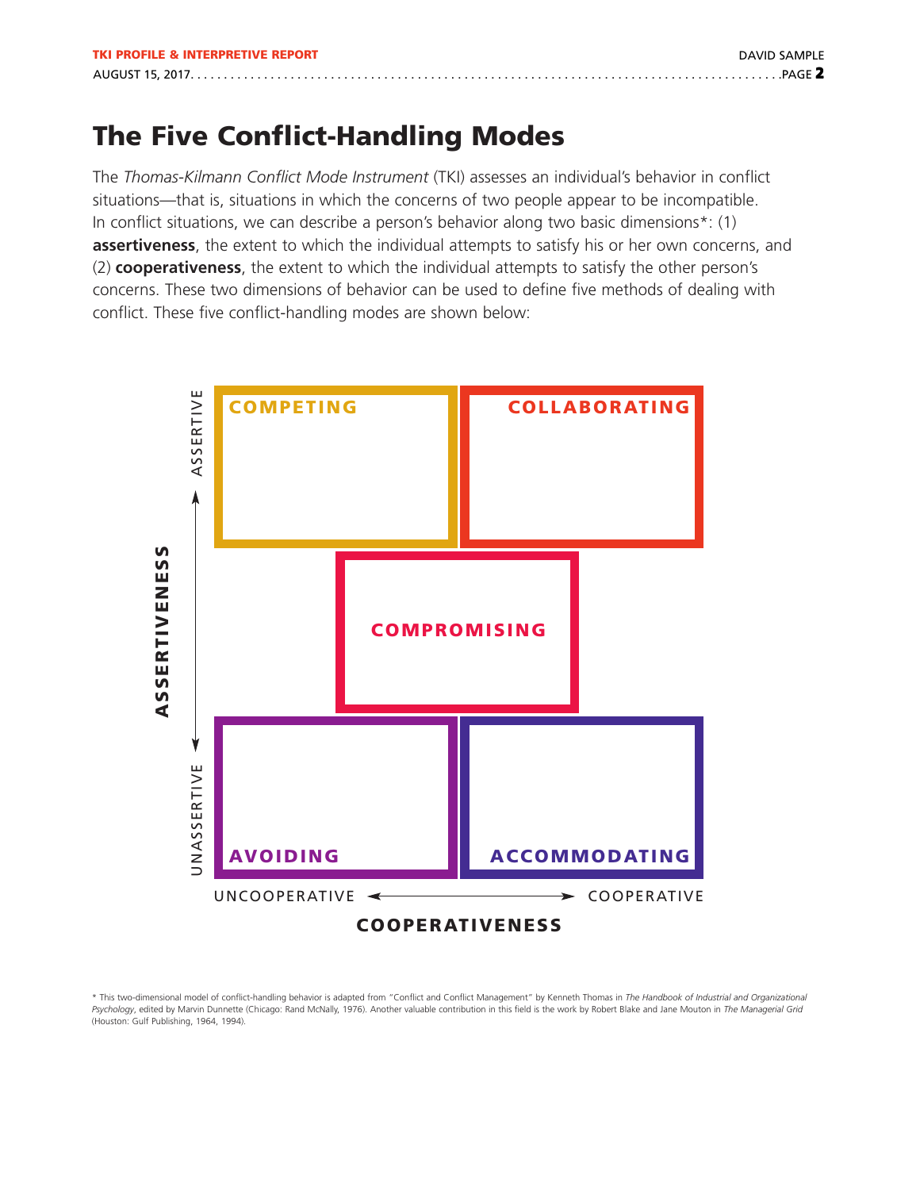# The Five Conflict-Handling Modes

The *Thomas-Kilmann Conflict Mode Instrument* (TKI) assesses an individual's behavior in conflict situations—that is, situations in which the concerns of two people appear to be incompatible. In conflict situations, we can describe a person's behavior along two basic dimensions*: (1) **assertiveness**, the extent to which the individual attempts to satisfy his or her own concerns, and (2) **cooperativeness**, the extent to which the individual attempts to satisfy the other person's concerns. These two dimensions of behavior can be used to define five methods of dealing with conflict. These five conflict-handling modes are shown below:

ASSERTIVENESS (vertical axis: UNASSERTIVE ↔ ASSERTIVE)

COOPERATIVENESS (horizontal axis: UNCOOPERATIVE ↔ COOPERATIVE)

| | Uncooperative | | Cooperative |
|---|---|---|---|
| **Assertive** | COMPETING | | COLLABORATING |
| | | COMPROMISING | |
| **Unassertive** | AVOIDING | | ACCOMMODATING |

\* This two-dimensional model of conflict-handling behavior is adapted from "Conflict and Conflict Management" by Kenneth Thomas in *The Handbook of Industrial and Organizational Psychology*, edited by Marvin Dunnette (Chicago: Rand McNally, 1976). Another valuable contribution in this field is the work by Robert Blake and Jane Mouton in *The Managerial Grid* (Houston: Gulf Publishing, 1964, 1994).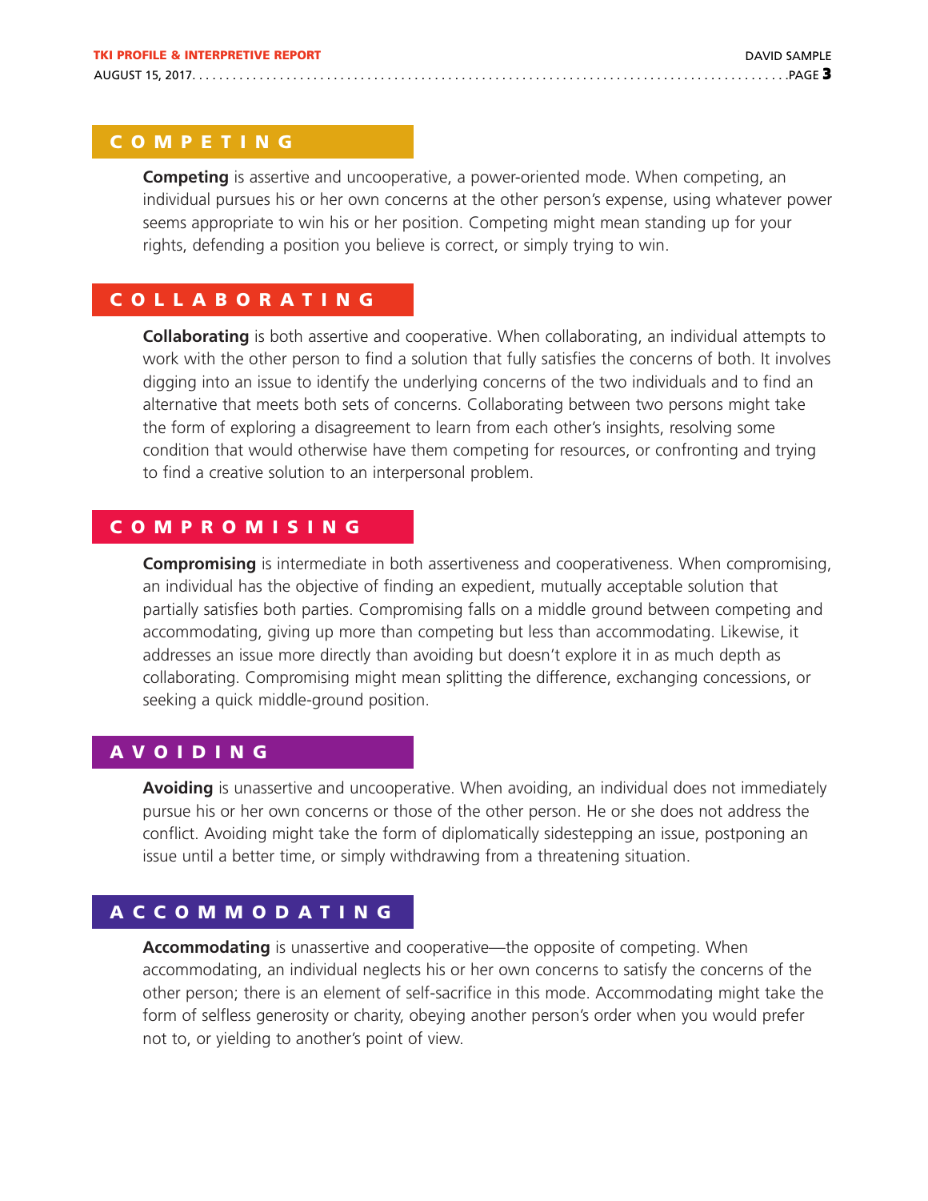## COMPETING

**Competing** is assertive and uncooperative, a power-oriented mode. When competing, an individual pursues his or her own concerns at the other person's expense, using whatever power seems appropriate to win his or her position. Competing might mean standing up for your rights, defending a position you believe is correct, or simply trying to win.

## COLLABORATING

**Collaborating** is both assertive and cooperative. When collaborating, an individual attempts to work with the other person to find a solution that fully satisfies the concerns of both. It involves digging into an issue to identify the underlying concerns of the two individuals and to find an alternative that meets both sets of concerns. Collaborating between two persons might take the form of exploring a disagreement to learn from each other's insights, resolving some condition that would otherwise have them competing for resources, or confronting and trying to find a creative solution to an interpersonal problem.

## COMPROMISING

**Compromising** is intermediate in both assertiveness and cooperativeness. When compromising, an individual has the objective of finding an expedient, mutually acceptable solution that partially satisfies both parties. Compromising falls on a middle ground between competing and accommodating, giving up more than competing but less than accommodating. Likewise, it addresses an issue more directly than avoiding but doesn't explore it in as much depth as collaborating. Compromising might mean splitting the difference, exchanging concessions, or seeking a quick middle-ground position.

## AVOIDING

**Avoiding** is unassertive and uncooperative. When avoiding, an individual does not immediately pursue his or her own concerns or those of the other person. He or she does not address the conflict. Avoiding might take the form of diplomatically sidestepping an issue, postponing an issue until a better time, or simply withdrawing from a threatening situation.

## ACCOMMODATING

**Accommodating** is unassertive and cooperative—the opposite of competing. When accommodating, an individual neglects his or her own concerns to satisfy the concerns of the other person; there is an element of self-sacrifice in this mode. Accommodating might take the form of selfless generosity or charity, obeying another person's order when you would prefer not to, or yielding to another's point of view.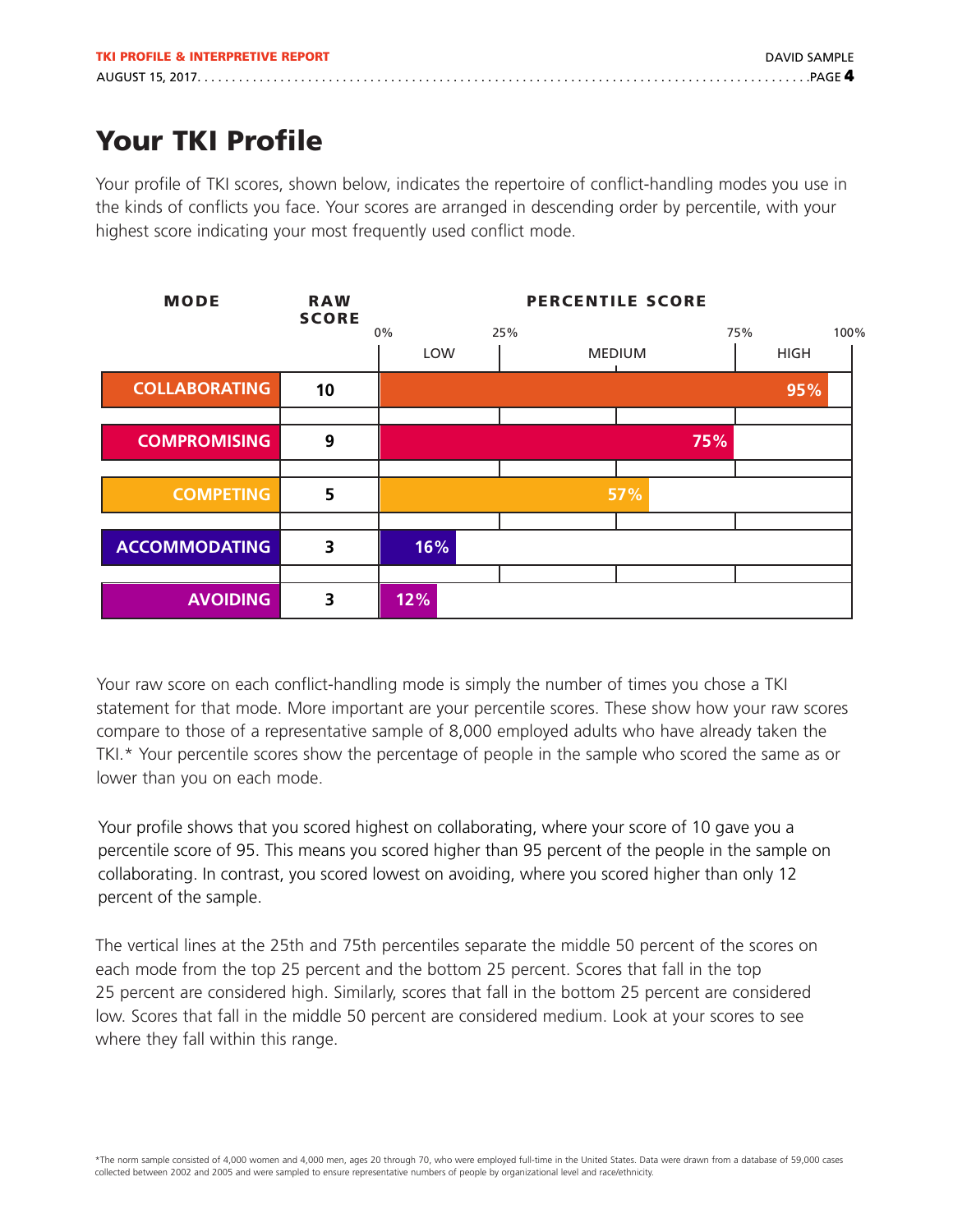# Your TKI Profile

Your profile of TKI scores, shown below, indicates the repertoire of conflict-handling modes you use in the kinds of conflicts you face. Your scores are arranged in descending order by percentile, with your highest score indicating your most frequently used conflict mode.

| MODE | RAW SCORE | PERCENTILE SCORE (0% – 25% LOW; 25% – 75% MEDIUM; 75% – 100% HIGH) |
|---|---|---|
| COLLABORATING | 10 | 95% |
| COMPROMISING | 9 | 75% |
| COMPETING | 5 | 57% |
| ACCOMMODATING | 3 | 16% |
| AVOIDING | 3 | 12% |

Your raw score on each conflict-handling mode is simply the number of times you chose a TKI statement for that mode. More important are your percentile scores. These show how your raw scores compare to those of a representative sample of 8,000 employed adults who have already taken the TKI.* Your percentile scores show the percentage of people in the sample who scored the same as or lower than you on each mode.

Your profile shows that you scored highest on collaborating, where your score of 10 gave you a percentile score of 95. This means you scored higher than 95 percent of the people in the sample on collaborating. In contrast, you scored lowest on avoiding, where you scored higher than only 12 percent of the sample.

The vertical lines at the 25th and 75th percentiles separate the middle 50 percent of the scores on each mode from the top 25 percent and the bottom 25 percent. Scores that fall in the top 25 percent are considered high. Similarly, scores that fall in the bottom 25 percent are considered low. Scores that fall in the middle 50 percent are considered medium. Look at your scores to see where they fall within this range.

*The norm sample consisted of 4,000 women and 4,000 men, ages 20 through 70, who were employed full-time in the United States. Data were drawn from a database of 59,000 cases collected between 2002 and 2005 and were sampled to ensure representative numbers of people by organizational level and race/ethnicity.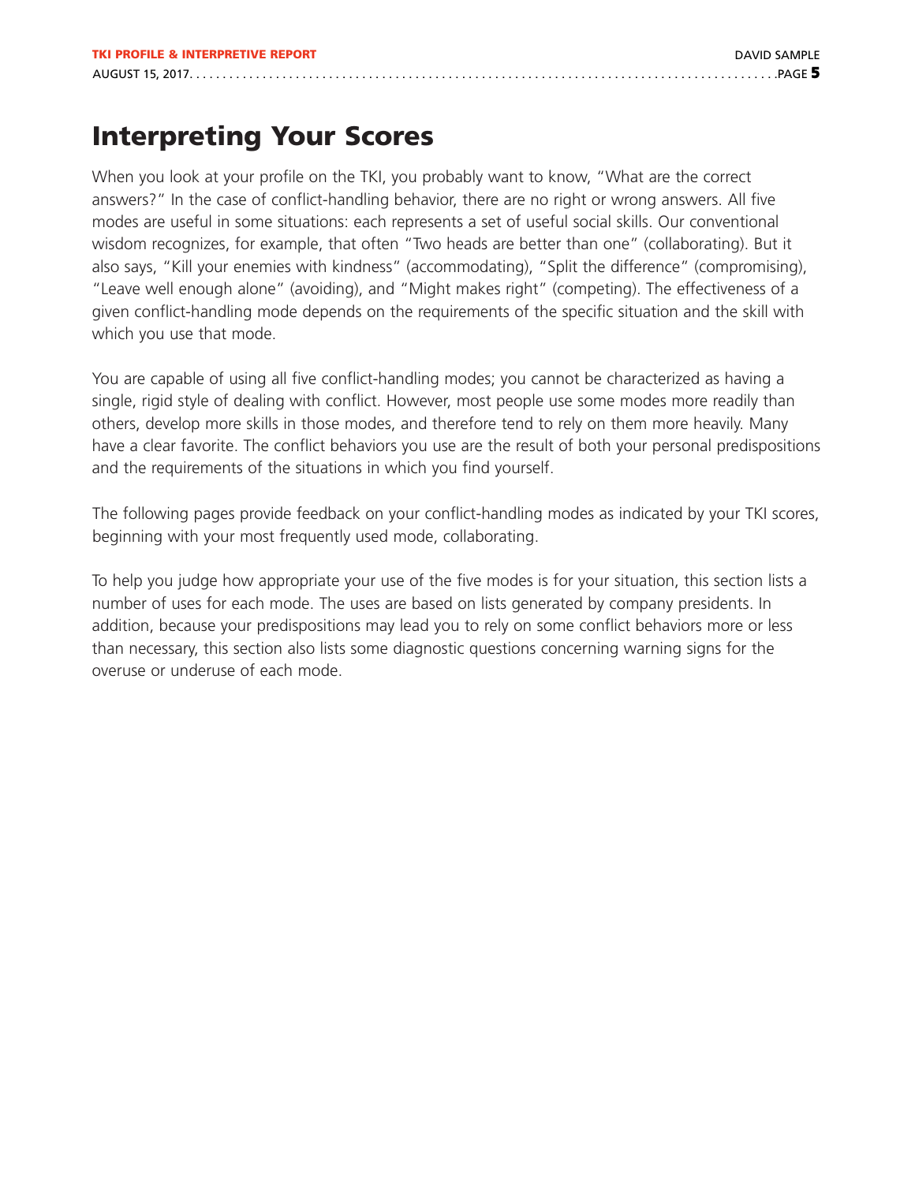# Interpreting Your Scores

When you look at your profile on the TKI, you probably want to know, "What are the correct answers?" In the case of conflict-handling behavior, there are no right or wrong answers. All five modes are useful in some situations: each represents a set of useful social skills. Our conventional wisdom recognizes, for example, that often "Two heads are better than one" (collaborating). But it also says, "Kill your enemies with kindness" (accommodating), "Split the difference" (compromising), "Leave well enough alone" (avoiding), and "Might makes right" (competing). The effectiveness of a given conflict-handling mode depends on the requirements of the specific situation and the skill with which you use that mode.

You are capable of using all five conflict-handling modes; you cannot be characterized as having a single, rigid style of dealing with conflict. However, most people use some modes more readily than others, develop more skills in those modes, and therefore tend to rely on them more heavily. Many have a clear favorite. The conflict behaviors you use are the result of both your personal predispositions and the requirements of the situations in which you find yourself.

The following pages provide feedback on your conflict-handling modes as indicated by your TKI scores, beginning with your most frequently used mode, collaborating.

To help you judge how appropriate your use of the five modes is for your situation, this section lists a number of uses for each mode. The uses are based on lists generated by company presidents. In addition, because your predispositions may lead you to rely on some conflict behaviors more or less than necessary, this section also lists some diagnostic questions concerning warning signs for the overuse or underuse of each mode.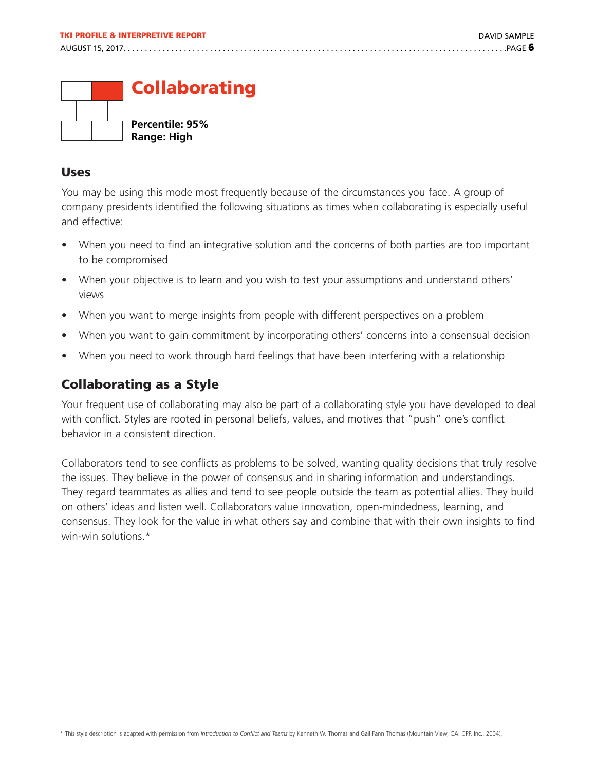# Collaborating

**Percentile: 95%**
**Range: High**

## Uses

You may be using this mode most frequently because of the circumstances you face. A group of company presidents identified the following situations as times when collaborating is especially useful and effective:

- When you need to find an integrative solution and the concerns of both parties are too important to be compromised
- When your objective is to learn and you wish to test your assumptions and understand others' views
- When you want to merge insights from people with different perspectives on a problem
- When you want to gain commitment by incorporating others' concerns into a consensual decision
- When you need to work through hard feelings that have been interfering with a relationship

## Collaborating as a Style

Your frequent use of collaborating may also be part of a collaborating style you have developed to deal with conflict. Styles are rooted in personal beliefs, values, and motives that "push" one's conflict behavior in a consistent direction.

Collaborators tend to see conflicts as problems to be solved, wanting quality decisions that truly resolve the issues. They believe in the power of consensus and in sharing information and understandings. They regard teammates as allies and tend to see people outside the team as potential allies. They build on others' ideas and listen well. Collaborators value innovation, open-mindedness, learning, and consensus. They look for the value in what others say and combine that with their own insights to find win-win solutions.*

\* This style description is adapted with permission from *Introduction to Conflict and Teams* by Kenneth W. Thomas and Gail Fann Thomas (Mountain View, CA: CPP, Inc., 2004).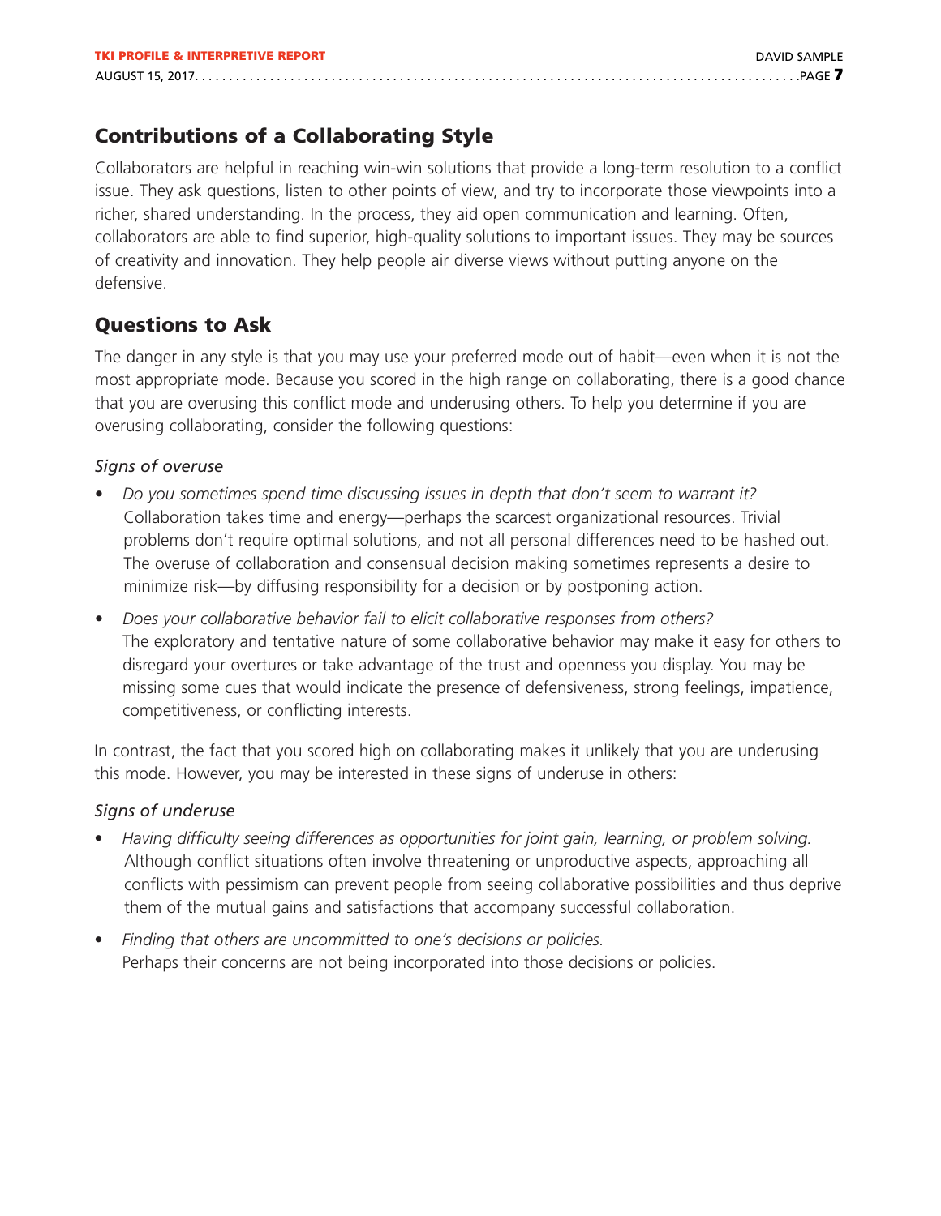## Contributions of a Collaborating Style

Collaborators are helpful in reaching win-win solutions that provide a long-term resolution to a conflict issue. They ask questions, listen to other points of view, and try to incorporate those viewpoints into a richer, shared understanding. In the process, they aid open communication and learning. Often, collaborators are able to find superior, high-quality solutions to important issues. They may be sources of creativity and innovation. They help people air diverse views without putting anyone on the defensive.

## Questions to Ask

The danger in any style is that you may use your preferred mode out of habit—even when it is not the most appropriate mode. Because you scored in the high range on collaborating, there is a good chance that you are overusing this conflict mode and underusing others. To help you determine if you are overusing collaborating, consider the following questions:

*Signs of overuse*

- *Do you sometimes spend time discussing issues in depth that don't seem to warrant it?* Collaboration takes time and energy—perhaps the scarcest organizational resources. Trivial problems don't require optimal solutions, and not all personal differences need to be hashed out. The overuse of collaboration and consensual decision making sometimes represents a desire to minimize risk—by diffusing responsibility for a decision or by postponing action.
- *Does your collaborative behavior fail to elicit collaborative responses from others?* The exploratory and tentative nature of some collaborative behavior may make it easy for others to disregard your overtures or take advantage of the trust and openness you display. You may be missing some cues that would indicate the presence of defensiveness, strong feelings, impatience, competitiveness, or conflicting interests.

In contrast, the fact that you scored high on collaborating makes it unlikely that you are underusing this mode. However, you may be interested in these signs of underuse in others:

*Signs of underuse*

- *Having difficulty seeing differences as opportunities for joint gain, learning, or problem solving.* Although conflict situations often involve threatening or unproductive aspects, approaching all conflicts with pessimism can prevent people from seeing collaborative possibilities and thus deprive them of the mutual gains and satisfactions that accompany successful collaboration.
- *Finding that others are uncommitted to one's decisions or policies.* Perhaps their concerns are not being incorporated into those decisions or policies.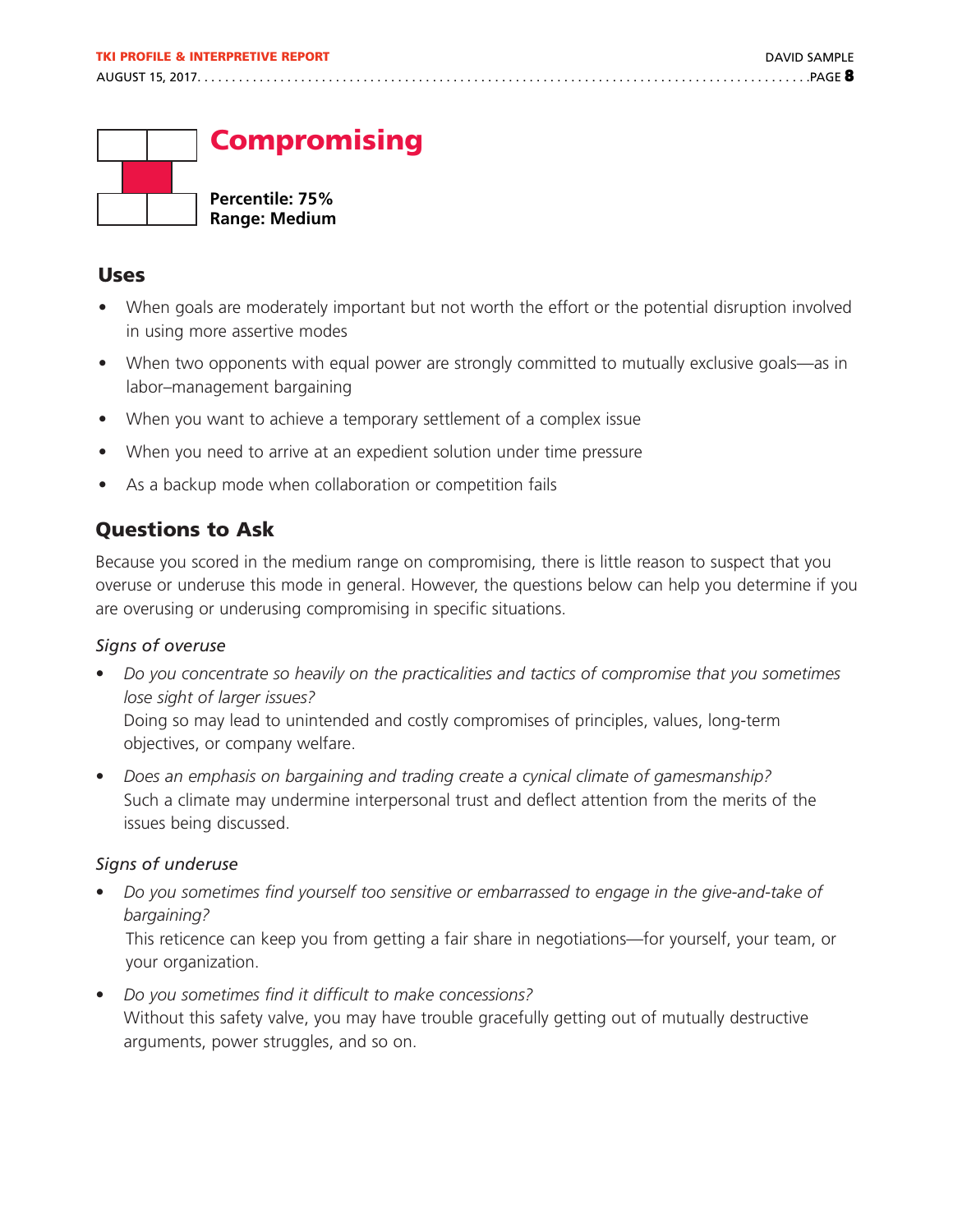# Compromising

**Percentile: 75%**
**Range: Medium**

## Uses

- When goals are moderately important but not worth the effort or the potential disruption involved in using more assertive modes
- When two opponents with equal power are strongly committed to mutually exclusive goals—as in labor–management bargaining
- When you want to achieve a temporary settlement of a complex issue
- When you need to arrive at an expedient solution under time pressure
- As a backup mode when collaboration or competition fails

## Questions to Ask

Because you scored in the medium range on compromising, there is little reason to suspect that you overuse or underuse this mode in general. However, the questions below can help you determine if you are overusing or underusing compromising in specific situations.

### *Signs of overuse*

- *Do you concentrate so heavily on the practicalities and tactics of compromise that you sometimes lose sight of larger issues?*
  Doing so may lead to unintended and costly compromises of principles, values, long-term objectives, or company welfare.
- *Does an emphasis on bargaining and trading create a cynical climate of gamesmanship?*
  Such a climate may undermine interpersonal trust and deflect attention from the merits of the issues being discussed.

### *Signs of underuse*

- *Do you sometimes find yourself too sensitive or embarrassed to engage in the give-and-take of bargaining?*
  This reticence can keep you from getting a fair share in negotiations—for yourself, your team, or your organization.
- *Do you sometimes find it difficult to make concessions?*
  Without this safety valve, you may have trouble gracefully getting out of mutually destructive arguments, power struggles, and so on.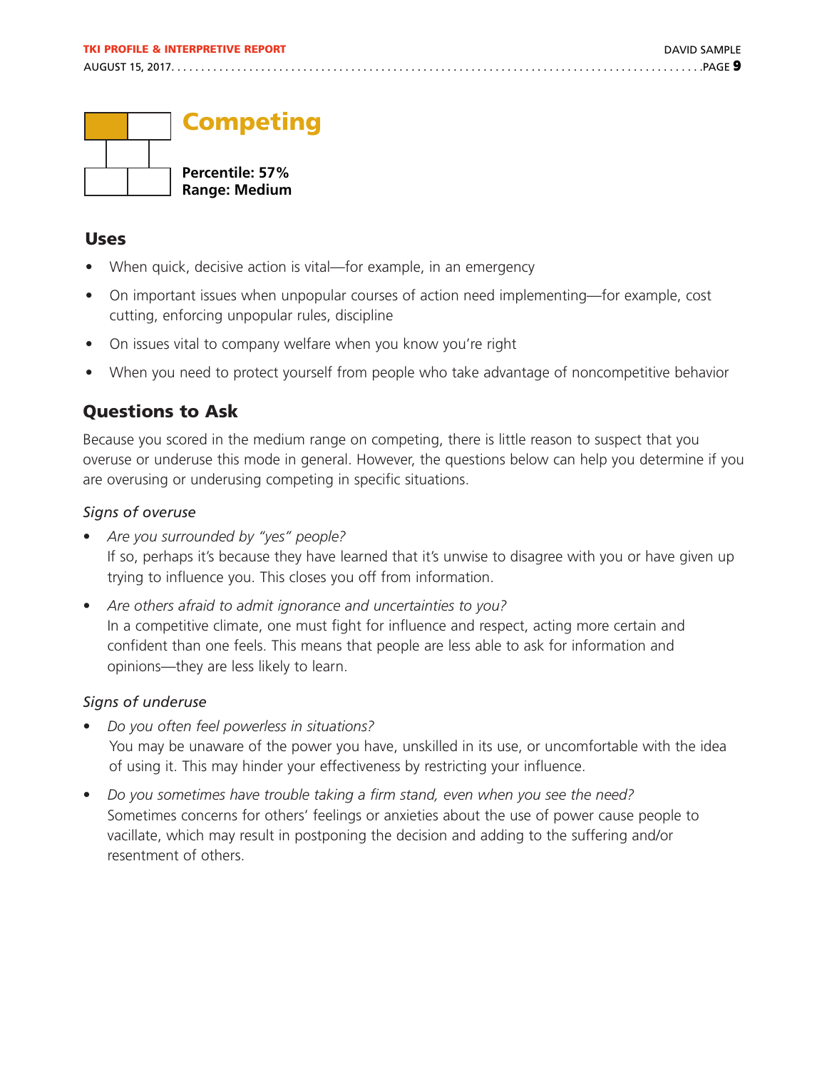# Competing

**Percentile: 57%**
**Range: Medium**

## Uses

- When quick, decisive action is vital—for example, in an emergency
- On important issues when unpopular courses of action need implementing—for example, cost cutting, enforcing unpopular rules, discipline
- On issues vital to company welfare when you know you're right
- When you need to protect yourself from people who take advantage of noncompetitive behavior

## Questions to Ask

Because you scored in the medium range on competing, there is little reason to suspect that you overuse or underuse this mode in general. However, the questions below can help you determine if you are overusing or underusing competing in specific situations.

*Signs of overuse*

- *Are you surrounded by "yes" people?*
  If so, perhaps it's because they have learned that it's unwise to disagree with you or have given up trying to influence you. This closes you off from information.
- *Are others afraid to admit ignorance and uncertainties to you?*
  In a competitive climate, one must fight for influence and respect, acting more certain and confident than one feels. This means that people are less able to ask for information and opinions—they are less likely to learn.

*Signs of underuse*

- *Do you often feel powerless in situations?*
  You may be unaware of the power you have, unskilled in its use, or uncomfortable with the idea of using it. This may hinder your effectiveness by restricting your influence.
- *Do you sometimes have trouble taking a firm stand, even when you see the need?*
  Sometimes concerns for others' feelings or anxieties about the use of power cause people to vacillate, which may result in postponing the decision and adding to the suffering and/or resentment of others.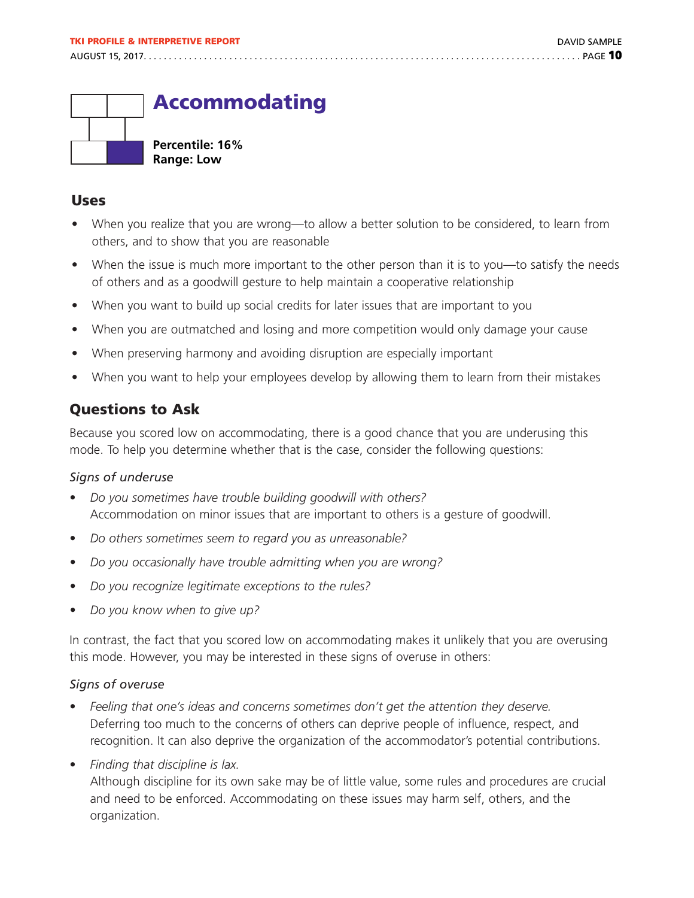# Accommodating

**Percentile: 16%**
**Range: Low**

## Uses

- When you realize that you are wrong—to allow a better solution to be considered, to learn from others, and to show that you are reasonable
- When the issue is much more important to the other person than it is to you—to satisfy the needs of others and as a goodwill gesture to help maintain a cooperative relationship
- When you want to build up social credits for later issues that are important to you
- When you are outmatched and losing and more competition would only damage your cause
- When preserving harmony and avoiding disruption are especially important
- When you want to help your employees develop by allowing them to learn from their mistakes

## Questions to Ask

Because you scored low on accommodating, there is a good chance that you are underusing this mode. To help you determine whether that is the case, consider the following questions:

*Signs of underuse*

- *Do you sometimes have trouble building goodwill with others?*
  Accommodation on minor issues that are important to others is a gesture of goodwill.
- *Do others sometimes seem to regard you as unreasonable?*
- *Do you occasionally have trouble admitting when you are wrong?*
- *Do you recognize legitimate exceptions to the rules?*
- *Do you know when to give up?*

In contrast, the fact that you scored low on accommodating makes it unlikely that you are overusing this mode. However, you may be interested in these signs of overuse in others:

*Signs of overuse*

- *Feeling that one's ideas and concerns sometimes don't get the attention they deserve.*
  Deferring too much to the concerns of others can deprive people of influence, respect, and recognition. It can also deprive the organization of the accommodator's potential contributions.
- *Finding that discipline is lax.*
  Although discipline for its own sake may be of little value, some rules and procedures are crucial and need to be enforced. Accommodating on these issues may harm self, others, and the organization.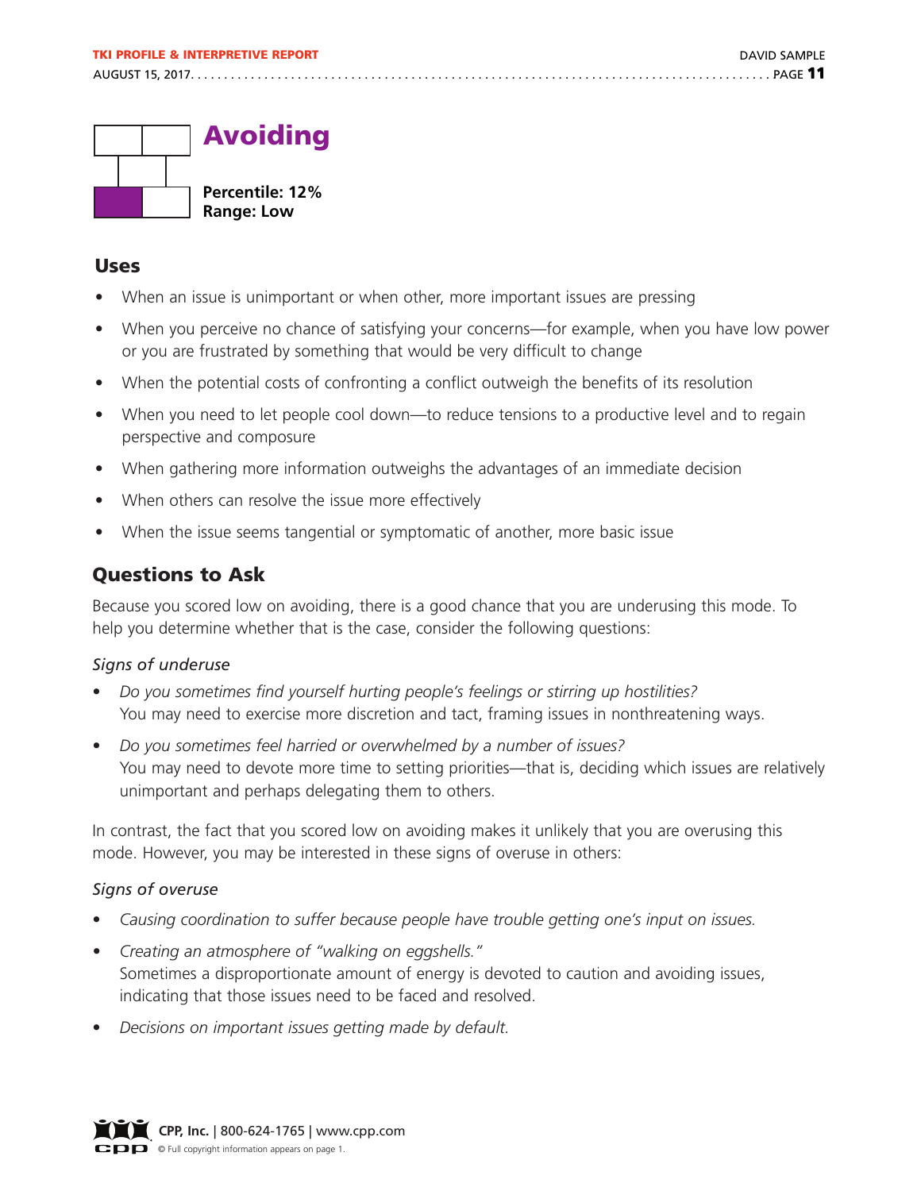# Avoiding

**Percentile: 12%**
**Range: Low**

## Uses

- When an issue is unimportant or when other, more important issues are pressing
- When you perceive no chance of satisfying your concerns—for example, when you have low power or you are frustrated by something that would be very difficult to change
- When the potential costs of confronting a conflict outweigh the benefits of its resolution
- When you need to let people cool down—to reduce tensions to a productive level and to regain perspective and composure
- When gathering more information outweighs the advantages of an immediate decision
- When others can resolve the issue more effectively
- When the issue seems tangential or symptomatic of another, more basic issue

## Questions to Ask

Because you scored low on avoiding, there is a good chance that you are underusing this mode. To help you determine whether that is the case, consider the following questions:

*Signs of underuse*

- *Do you sometimes find yourself hurting people's feelings or stirring up hostilities?*
  You may need to exercise more discretion and tact, framing issues in nonthreatening ways.
- *Do you sometimes feel harried or overwhelmed by a number of issues?*
  You may need to devote more time to setting priorities—that is, deciding which issues are relatively unimportant and perhaps delegating them to others.

In contrast, the fact that you scored low on avoiding makes it unlikely that you are overusing this mode. However, you may be interested in these signs of overuse in others:

*Signs of overuse*

- *Causing coordination to suffer because people have trouble getting one's input on issues.*
- *Creating an atmosphere of "walking on eggshells."*
  Sometimes a disproportionate amount of energy is devoted to caution and avoiding issues, indicating that those issues need to be faced and resolved.
- *Decisions on important issues getting made by default.*